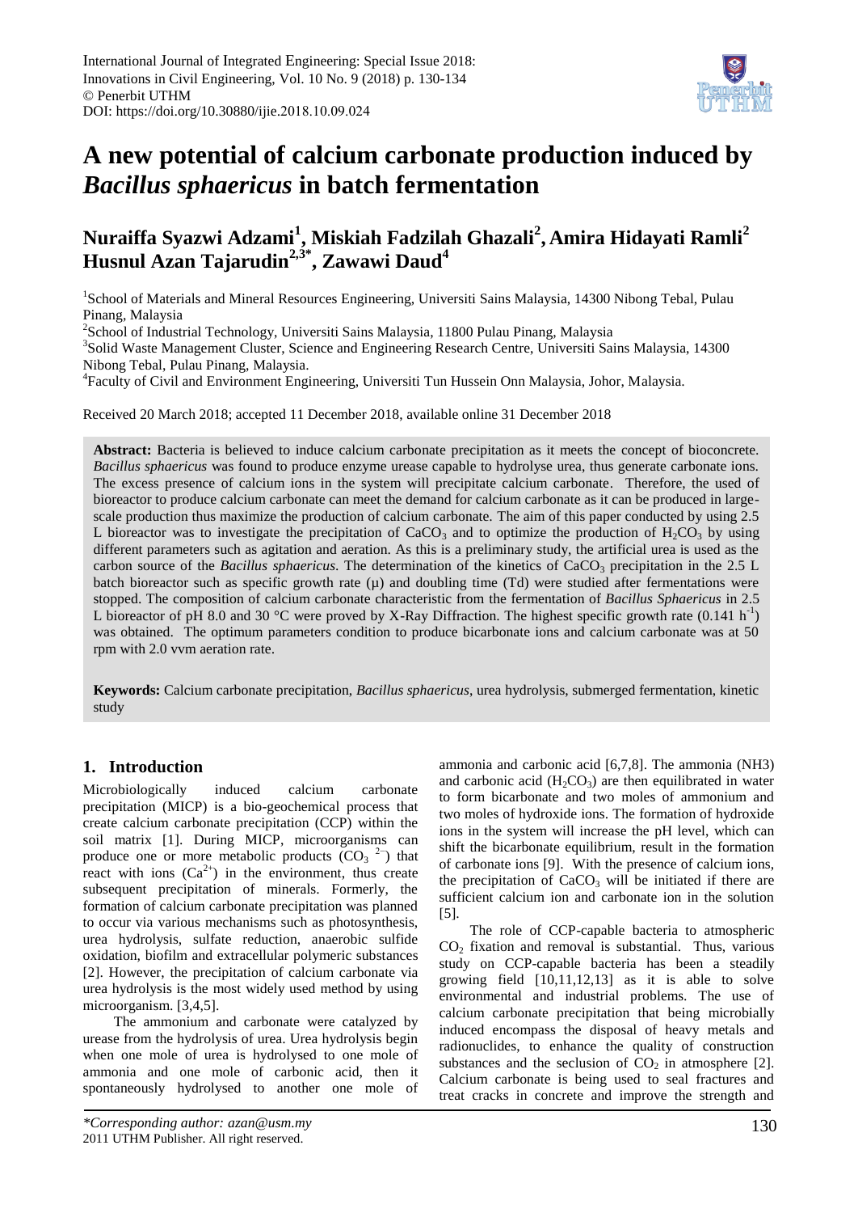# A new potential of calcium carbonate production induced by *Bacillus sphaericus* in batch fermentation

**Nuraiffa Syazwi Adzami[1], Miskiah Fadzilah Ghazali[2], Amira Hidayati Ramli[2] Husnul Azan Tajarudin[2,3*], Zawawi Daud[4]**

[1]School of Materials and Mineral Resources Engineering, Universiti Sains Malaysia, 14300 Nibong Tebal, Pulau Pinang, Malaysia

[2]School of Industrial Technology, Universiti Sains Malaysia, 11800 Pulau Pinang, Malaysia

[3]Solid Waste Management Cluster, Science and Engineering Research Centre, Universiti Sains Malaysia, 14300 Nibong Tebal, Pulau Pinang, Malaysia.

[4]Faculty of Civil and Environment Engineering, Universiti Tun Hussein Onn Malaysia, Johor, Malaysia.

Received 20 March 2018; accepted 11 December 2018, available online 31 December 2018

**Abstract:** Bacteria is believed to induce calcium carbonate precipitation as it meets the concept of bioconcrete. *Bacillus sphaericus* was found to produce enzyme urease capable to hydrolyse urea, thus generate carbonate ions. The excess presence of calcium ions in the system will precipitate calcium carbonate. Therefore, the used of bioreactor to produce calcium carbonate can meet the demand for calcium carbonate as it can be produced in large-scale production thus maximize the production of calcium carbonate. The aim of this paper conducted by using 2.5 L bioreactor was to investigate the precipitation of $CaCO_3$ and to optimize the production of $H_2CO_3$ by using different parameters such as agitation and aeration. As this is a preliminary study, the artificial urea is used as the carbon source of the *Bacillus sphaericus*. The determination of the kinetics of $CaCO_3$ precipitation in the 2.5 L batch bioreactor such as specific growth rate (μ) and doubling time (Td) were studied after fermentations were stopped. The composition of calcium carbonate characteristic from the fermentation of *Bacillus Sphaericus* in 2.5 L bioreactor of pH 8.0 and 30 °C were proved by X-Ray Diffraction. The highest specific growth rate (0.141 $h^{-1}$) was obtained. The optimum parameters condition to produce bicarbonate ions and calcium carbonate was at 50 rpm with 2.0 vvm aeration rate.

**Keywords:** Calcium carbonate precipitation, *Bacillus sphaericus*, urea hydrolysis, submerged fermentation, kinetic study

## 1. Introduction

Microbiologically induced calcium carbonate precipitation (MICP) is a bio-geochemical process that create calcium carbonate precipitation (CCP) within the soil matrix [1]. During MICP, microorganisms can produce one or more metabolic products ($CO_3^{\ 2-}$) that react with ions ($Ca^{2+}$) in the environment, thus create subsequent precipitation of minerals. Formerly, the formation of calcium carbonate precipitation was planned to occur via various mechanisms such as photosynthesis, urea hydrolysis, sulfate reduction, anaerobic sulfide oxidation, biofilm and extracellular polymeric substances [2]. However, the precipitation of calcium carbonate via urea hydrolysis is the most widely used method by using microorganism. [3,4,5].

The ammonium and carbonate were catalyzed by urease from the hydrolysis of urea. Urea hydrolysis begin when one mole of urea is hydrolysed to one mole of ammonia and one mole of carbonic acid, then it spontaneously hydrolysed to another one mole of ammonia and carbonic acid [6,7,8]. The ammonia (NH3) and carbonic acid ($H_2CO_3$) are then equilibrated in water to form bicarbonate and two moles of ammonium and two moles of hydroxide ions. The formation of hydroxide ions in the system will increase the pH level, which can shift the bicarbonate equilibrium, result in the formation of carbonate ions [9]. With the presence of calcium ions, the precipitation of $CaCO_3$ will be initiated if there are sufficient calcium ion and carbonate ion in the solution [5].

The role of CCP-capable bacteria to atmospheric $CO_2$ fixation and removal is substantial. Thus, various study on CCP-capable bacteria has been a steadily growing field [10,11,12,13] as it is able to solve environmental and industrial problems. The use of calcium carbonate precipitation that being microbially induced encompass the disposal of heavy metals and radionuclides, to enhance the quality of construction substances and the seclusion of $CO_2$ in atmosphere [2]. Calcium carbonate is being used to seal fractures and treat cracks in concrete and improve the strength and

*Corresponding author: azan@usm.my
2011 UTHM Publisher. All right reserved.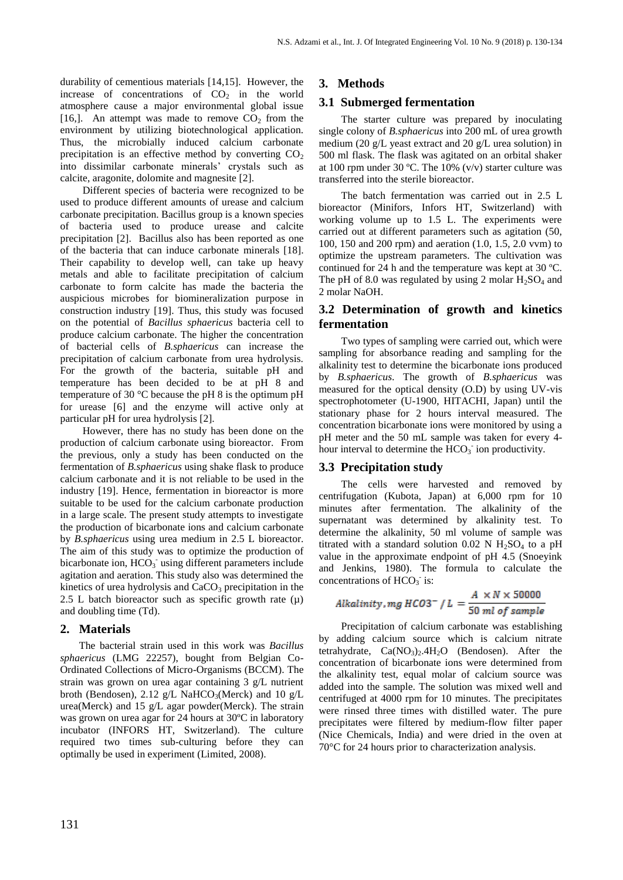durability of cementious materials [14,15]. However, the increase of concentrations of $CO_2$ in the world atmosphere cause a major environmental global issue [16,]. An attempt was made to remove $CO_2$ from the environment by utilizing biotechnological application. Thus, the microbially induced calcium carbonate precipitation is an effective method by converting $CO_2$ into dissimilar carbonate minerals' crystals such as calcite, aragonite, dolomite and magnesite [2].

Different species of bacteria were recognized to be used to produce different amounts of urease and calcium carbonate precipitation. Bacillus group is a known species of bacteria used to produce urease and calcite precipitation [2]. Bacillus also has been reported as one of the bacteria that can induce carbonate minerals [18]. Their capability to develop well, can take up heavy metals and able to facilitate precipitation of calcium carbonate to form calcite has made the bacteria the auspicious microbes for biomineralization purpose in construction industry [19]. Thus, this study was focused on the potential of *Bacillus sphaericus* bacteria cell to produce calcium carbonate. The higher the concentration of bacterial cells of *B.sphaericus* can increase the precipitation of calcium carbonate from urea hydrolysis. For the growth of the bacteria, suitable pH and temperature has been decided to be at pH 8 and temperature of 30 °C because the pH 8 is the optimum pH for urease [6] and the enzyme will active only at particular pH for urea hydrolysis [2].

However, there has no study has been done on the production of calcium carbonate using bioreactor. From the previous, only a study has been conducted on the fermentation of *B.sphaericus* using shake flask to produce calcium carbonate and it is not reliable to be used in the industry [19]. Hence, fermentation in bioreactor is more suitable to be used for the calcium carbonate production in a large scale. The present study attempts to investigate the production of bicarbonate ions and calcium carbonate by *B.sphaericus* using urea medium in 2.5 L bioreactor. The aim of this study was to optimize the production of bicarbonate ion, $HCO_3^-$ using different parameters include agitation and aeration. This study also was determined the kinetics of urea hydrolysis and $CaCO_3$ precipitation in the 2.5 L batch bioreactor such as specific growth rate (μ) and doubling time (Td).

## 2. Materials

The bacterial strain used in this work was *Bacillus sphaericus* (LMG 22257), bought from Belgian Co-Ordinated Collections of Micro-Organisms (BCCM). The strain was grown on urea agar containing 3 g/L nutrient broth (Bendosen), 2.12 g/L $NaHCO_3$(Merck) and 10 g/L urea(Merck) and 15 g/L agar powder(Merck). The strain was grown on urea agar for 24 hours at 30ºC in laboratory incubator (INFORS HT, Switzerland). The culture required two times sub-culturing before they can optimally be used in experiment (Limited, 2008).

## 3. Methods

### 3.1 Submerged fermentation

The starter culture was prepared by inoculating single colony of *B.sphaericus* into 200 mL of urea growth medium (20 g/L yeast extract and 20 g/L urea solution) in 500 ml flask. The flask was agitated on an orbital shaker at 100 rpm under 30 ºC. The 10% (v/v) starter culture was transferred into the sterile bioreactor.

The batch fermentation was carried out in 2.5 L bioreactor (Minifors, Infors HT, Switzerland) with working volume up to 1.5 L. The experiments were carried out at different parameters such as agitation (50, 100, 150 and 200 rpm) and aeration (1.0, 1.5, 2.0 vvm) to optimize the upstream parameters. The cultivation was continued for 24 h and the temperature was kept at 30 ºC. The pH of 8.0 was regulated by using 2 molar $H_2SO_4$ and 2 molar NaOH.

### 3.2 Determination of growth and kinetics fermentation

Two types of sampling were carried out, which were sampling for absorbance reading and sampling for the alkalinity test to determine the bicarbonate ions produced by *B.sphaericus*. The growth of *B.sphaericus* was measured for the optical density (O.D) by using UV-vis spectrophotometer (U-1900, HITACHI, Japan) until the stationary phase for 2 hours interval measured. The concentration bicarbonate ions were monitored by using a pH meter and the 50 mL sample was taken for every 4-hour interval to determine the $HCO_3^-$ ion productivity.

### 3.3 Precipitation study

The cells were harvested and removed by centrifugation (Kubota, Japan) at 6,000 rpm for 10 minutes after fermentation. The alkalinity of the supernatant was determined by alkalinity test. To determine the alkalinity, 50 ml volume of sample was titrated with a standard solution 0.02 N $H_2SO_4$ to a pH value in the approximate endpoint of pH 4.5 (Snoeyink and Jenkins, 1980). The formula to calculate the concentrations of $HCO_3^-$ is:

$$Alkalinity, mg\ HCO3^- / L = \frac{A \times N \times 50000}{50\ ml\ of\ sample}$$

Precipitation of calcium carbonate was establishing by adding calcium source which is calcium nitrate tetrahydrate, $Ca(NO_3)_2.4H_2O$ (Bendosen). After the concentration of bicarbonate ions were determined from the alkalinity test, equal molar of calcium source was added into the sample. The solution was mixed well and centrifuged at 4000 rpm for 10 minutes. The precipitates were rinsed three times with distilled water. The pure precipitates were filtered by medium-flow filter paper (Nice Chemicals, India) and were dried in the oven at 70°C for 24 hours prior to characterization analysis.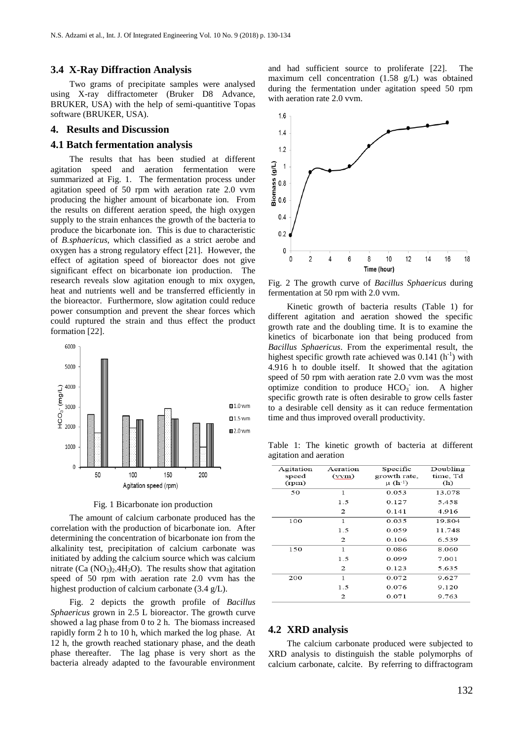### 3.4 X-Ray Diffraction Analysis

Two grams of precipitate samples were analysed using X-ray diffractometer (Bruker D8 Advance, BRUKER, USA) with the help of semi-quantitive Topas software (BRUKER, USA).

## 4. Results and Discussion

### 4.1 Batch fermentation analysis

The results that has been studied at different agitation speed and aeration fermentation were summarized at Fig. 1. The fermentation process under agitation speed of 50 rpm with aeration rate 2.0 vvm producing the higher amount of bicarbonate ion. From the results on different aeration speed, the high oxygen supply to the strain enhances the growth of the bacteria to produce the bicarbonate ion. This is due to characteristic of *B.sphaericus*, which classified as a strict aerobe and oxygen has a strong regulatory effect [21]. However, the effect of agitation speed of bioreactor does not give significant effect on bicarbonate ion production. The research reveals slow agitation enough to mix oxygen, heat and nutrients well and be transferred efficiently in the bioreactor. Furthermore, slow agitation could reduce power consumption and prevent the shear forces which could ruptured the strain and thus effect the product formation [22].

Fig. 1 Bicarbonate ion production

The amount of calcium carbonate produced has the correlation with the production of bicarbonate ion. After determining the concentration of bicarbonate ion from the alkalinity test, precipitation of calcium carbonate was initiated by adding the calcium source which was calcium nitrate ($Ca(NO_3)_2.4H_2O$). The results show that agitation speed of 50 rpm with aeration rate 2.0 vvm has the highest production of calcium carbonate (3.4 g/L).

Fig. 2 depicts the growth profile of *Bacillus Sphaericus* grown in 2.5 L bioreactor. The growth curve showed a lag phase from 0 to 2 h. The biomass increased rapidly form 2 h to 10 h, which marked the log phase. At 12 h, the growth reached stationary phase, and the death phase thereafter. The lag phase is very short as the bacteria already adapted to the favourable environment and had sufficient source to proliferate [22]. The maximum cell concentration (1.58 g/L) was obtained during the fermentation under agitation speed 50 rpm with aeration rate 2.0 vvm.

Fig. 2 The growth curve of *Bacillus Sphaericus* during fermentation at 50 rpm with 2.0 vvm.

Kinetic growth of bacteria results (Table 1) for different agitation and aeration showed the specific growth rate and the doubling time. It is to examine the kinetics of bicarbonate ion that being produced from *Bacillus Sphaericus*. From the experimental result, the highest specific growth rate achieved was 0.141 ($h^{-1}$) with 4.916 h to double itself. It showed that the agitation speed of 50 rpm with aeration rate 2.0 vvm was the most optimize condition to produce $HCO_3^-$ ion. A higher specific growth rate is often desirable to grow cells faster to a desirable cell density as it can reduce fermentation time and thus improved overall productivity.

Table 1: The kinetic growth of bacteria at different agitation and aeration

| Agitation speed (rpm) | Aeration (vvm) | Specific growth rate, $\mu$ ($h^{-1}$) | Doubling time, Td (h) |
|---|---|---|---|
| 50 | 1 | 0.053 | 13.078 |
| | 1.5 | 0.127 | 5.458 |
| | 2 | 0.141 | 4.916 |
| 100 | 1 | 0.035 | 19.804 |
| | 1.5 | 0.059 | 11.748 |
| | 2 | 0.106 | 6.539 |
| 150 | 1 | 0.086 | 8.060 |
| | 1.5 | 0.099 | 7.001 |
| | 2 | 0.123 | 5.635 |
| 200 | 1 | 0.072 | 9.627 |
| | 1.5 | 0.076 | 9.120 |
| | 2 | 0.071 | 9.763 |

### 4.2 XRD analysis

The calcium carbonate produced were subjected to XRD analysis to distinguish the stable polymorphs of calcium carbonate, calcite. By referring to diffractogram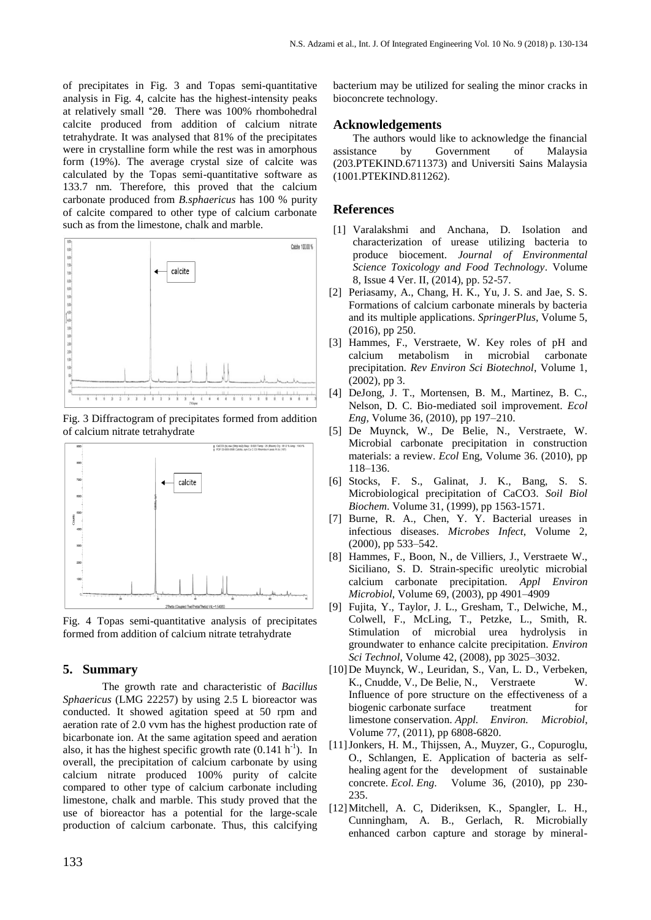of precipitates in Fig. 3 and Topas semi-quantitative analysis in Fig. 4, calcite has the highest-intensity peaks at relatively small °2θ. There was 100% rhombohedral calcite produced from addition of calcium nitrate tetrahydrate. It was analysed that 81% of the precipitates were in crystalline form while the rest was in amorphous form (19%). The average crystal size of calcite was calculated by the Topas semi-quantitative software as 133.7 nm. Therefore, this proved that the calcium carbonate produced from *B.sphaericus* has 100 % purity of calcite compared to other type of calcium carbonate such as from the limestone, chalk and marble.

Fig. 3 Diffractogram of precipitates formed from addition of calcium nitrate tetrahydrate

Fig. 4 Topas semi-quantitative analysis of precipitates formed from addition of calcium nitrate tetrahydrate

## 5. Summary

The growth rate and characteristic of *Bacillus Sphaericus* (LMG 22257) by using 2.5 L bioreactor was conducted. It showed agitation speed at 50 rpm and aeration rate of 2.0 vvm has the highest production rate of bicarbonate ion. At the same agitation speed and aeration also, it has the highest specific growth rate (0.141 $h^{-1}$). In overall, the precipitation of calcium carbonate by using calcium nitrate produced 100% purity of calcite compared to other type of calcium carbonate including limestone, chalk and marble. This study proved that the use of bioreactor has a potential for the large-scale production of calcium carbonate. Thus, this calcifying bacterium may be utilized for sealing the minor cracks in bioconcrete technology.

## Acknowledgements

The authors would like to acknowledge the financial assistance by Government of Malaysia (203.PTEKIND.6711373) and Universiti Sains Malaysia (1001.PTEKIND.811262).

## References

[1] Varalakshmi and Anchana, D. Isolation and characterization of urease utilizing bacteria to produce biocement. *Journal of Environmental Science Toxicology and Food Technology*. Volume 8, Issue 4 Ver. II, (2014), pp. 52-57.

[2] Periasamy, A., Chang, H. K., Yu, J. S. and Jae, S. S. Formations of calcium carbonate minerals by bacteria and its multiple applications. *SpringerPlus*, Volume 5, (2016), pp 250.

[3] Hammes, F., Verstraete, W. Key roles of pH and calcium metabolism in microbial carbonate precipitation. *Rev Environ Sci Biotechnol*, Volume 1, (2002), pp 3.

[4] DeJong, J. T., Mortensen, B. M., Martinez, B. C., Nelson, D. C. Bio-mediated soil improvement. *Ecol Eng*, Volume 36, (2010), pp 197–210.

[5] De Muynck, W., De Belie, N., Verstraete, W. Microbial carbonate precipitation in construction materials: a review. *Ecol* Eng, Volume 36. (2010), pp 118–136.

[6] Stocks, F. S., Galinat, J. K., Bang, S. S. Microbiological precipitation of CaCO3. *Soil Biol Biochem*. Volume 31, (1999), pp 1563-1571.

[7] Burne, R. A., Chen, Y. Y. Bacterial ureases in infectious diseases. *Microbes Infect*, Volume 2, (2000), pp 533–542.

[8] Hammes, F., Boon, N., de Villiers, J., Verstraete W., Siciliano, S. D. Strain-specific ureolytic microbial calcium carbonate precipitation. *Appl Environ Microbiol*, Volume 69, (2003), pp 4901–4909

[9] Fujita, Y., Taylor, J. L., Gresham, T., Delwiche, M., Colwell, F., McLing, T., Petzke, L., Smith, R. Stimulation of microbial urea hydrolysis in groundwater to enhance calcite precipitation. *Environ Sci Technol*, Volume 42, (2008), pp 3025–3032.

[10] De Muynck, W., Leuridan, S., Van, L. D., Verbeken, K., Cnudde, V., De Belie, N., Verstraete W. Influence of pore structure on the effectiveness of a biogenic carbonate surface treatment for limestone conservation. *Appl. Environ. Microbiol*, Volume 77, (2011), pp 6808-6820.

[11] Jonkers, H. M., Thijssen, A., Muyzer, G., Copuroglu, O., Schlangen, E. Application of bacteria as self-healing agent for the development of sustainable concrete. *Ecol. Eng.* Volume 36, (2010), pp 230-235.

[12] Mitchell, A. C, Dideriksen, K., Spangler, L. H., Cunningham, A. B., Gerlach, R. Microbially enhanced carbon capture and storage by mineral-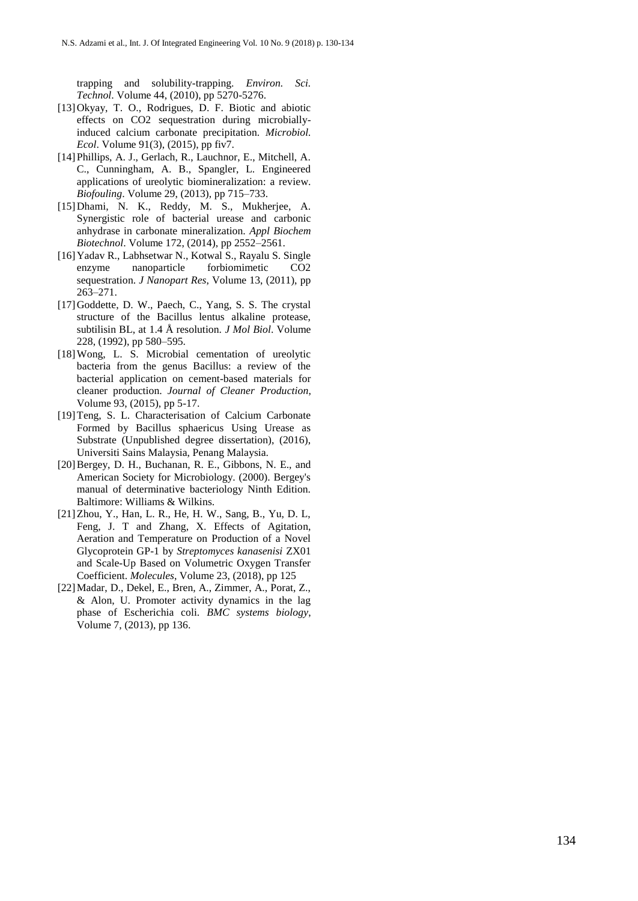trapping and solubility-trapping. *Environ. Sci. Technol*. Volume 44, (2010), pp 5270-5276.

[13] Okyay, T. O., Rodrigues, D. F. Biotic and abiotic effects on CO2 sequestration during microbially-induced calcium carbonate precipitation. *Microbiol. Ecol*. Volume 91(3), (2015), pp fiv7.

[14] Phillips, A. J., Gerlach, R., Lauchnor, E., Mitchell, A. C., Cunningham, A. B., Spangler, L. Engineered applications of ureolytic biomineralization: a review. *Biofouling*. Volume 29, (2013), pp 715–733.

[15] Dhami, N. K., Reddy, M. S., Mukherjee, A. Synergistic role of bacterial urease and carbonic anhydrase in carbonate mineralization. *Appl Biochem Biotechnol*. Volume 172, (2014), pp 2552–2561.

[16] Yadav R., Labhsetwar N., Kotwal S., Rayalu S. Single enzyme nanoparticle forbiomimetic CO2 sequestration. *J Nanopart Res*, Volume 13, (2011), pp 263–271.

[17] Goddette, D. W., Paech, C., Yang, S. S. The crystal structure of the Bacillus lentus alkaline protease, subtilisin BL, at 1.4 Å resolution. *J Mol Biol*. Volume 228, (1992), pp 580–595.

[18] Wong, L. S. Microbial cementation of ureolytic bacteria from the genus Bacillus: a review of the bacterial application on cement-based materials for cleaner production. *Journal of Cleaner Production*, Volume 93, (2015), pp 5-17.

[19] Teng, S. L. Characterisation of Calcium Carbonate Formed by Bacillus sphaericus Using Urease as Substrate (Unpublished degree dissertation), (2016), Universiti Sains Malaysia, Penang Malaysia.

[20] Bergey, D. H., Buchanan, R. E., Gibbons, N. E., and American Society for Microbiology. (2000). Bergey's manual of determinative bacteriology Ninth Edition. Baltimore: Williams & Wilkins.

[21] Zhou, Y., Han, L. R., He, H. W., Sang, B., Yu, D. L, Feng, J. T and Zhang, X. Effects of Agitation, Aeration and Temperature on Production of a Novel Glycoprotein GP-1 by *Streptomyces kanasenisi* ZX01 and Scale-Up Based on Volumetric Oxygen Transfer Coefficient. *Molecules*, Volume 23, (2018), pp 125

[22] Madar, D., Dekel, E., Bren, A., Zimmer, A., Porat, Z., & Alon, U. Promoter activity dynamics in the lag phase of Escherichia coli. *BMC systems biology*, Volume 7, (2013), pp 136.